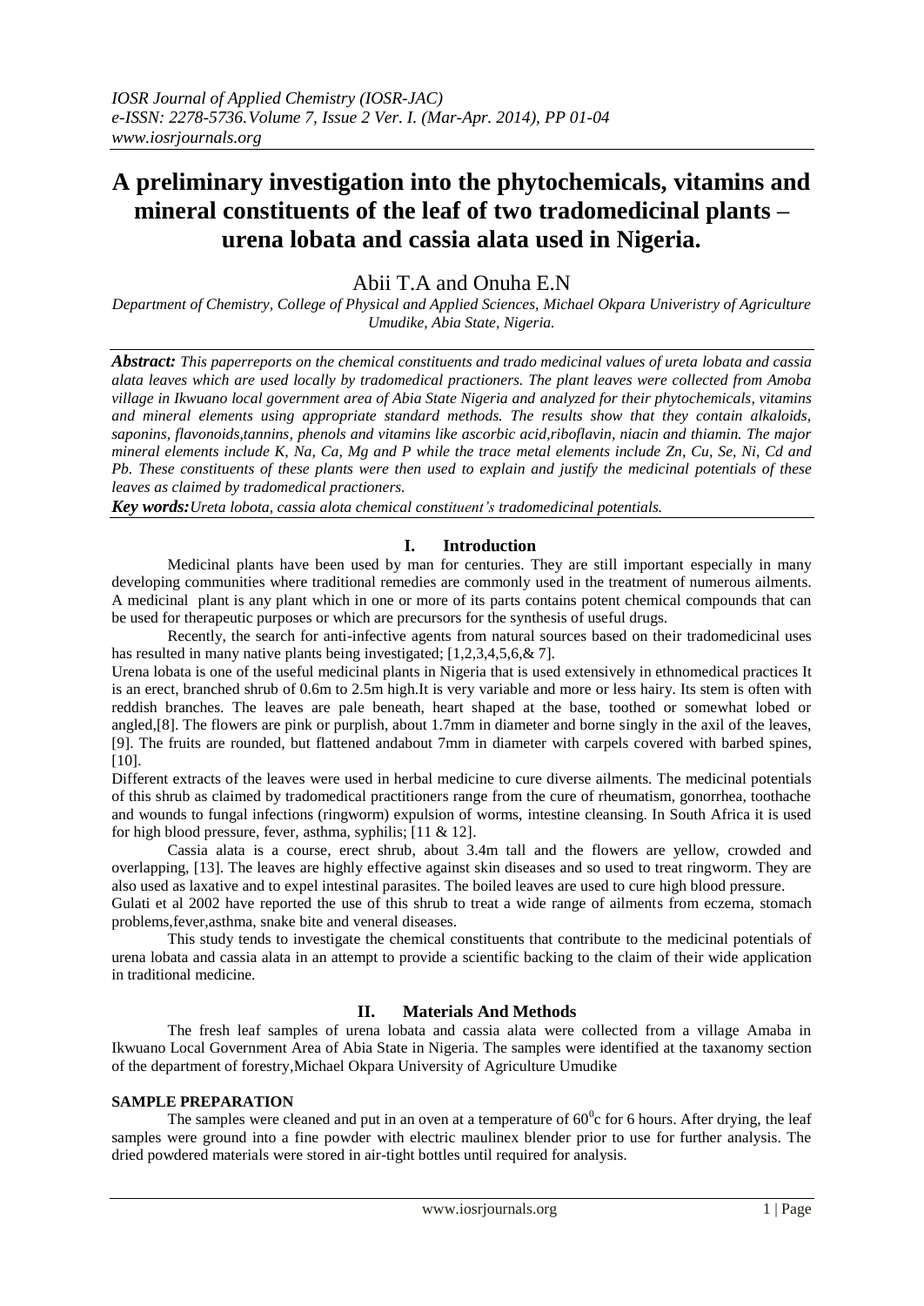# A preliminary investigation into the phytochemicals, vitamins and mineral constituents of the leaf of two tradomedicinal plants – urena lobata and cassia alata used in Nigeria.

Abii T.A and Onuha E.N

*Department of Chemistry, College of Physical and Applied Sciences, Michael Okpara Univeristry of Agriculture Umudike, Abia State, Nigeria.*

***Abstract:*** *This paperreports on the chemical constituents and trado medicinal values of ureta lobata and cassia alata leaves which are used locally by tradomedical practioners. The plant leaves were collected from Amoba village in Ikwuano local government area of Abia State Nigeria and analyzed for their phytochemicals, vitamins and mineral elements using appropriate standard methods. The results show that they contain alkaloids, saponins, flavonoids,tannins, phenols and vitamins like ascorbic acid,riboflavin, niacin and thiamin. The major mineral elements include K, Na, Ca, Mg and P while the trace metal elements include Zn, Cu, Se, Ni, Cd and Pb. These constituents of these plants were then used to explain and justify the medicinal potentials of these leaves as claimed by tradomedical practioners.*

***Key words:****Ureta lobota, cassia alota chemical constituent's tradomedicinal potentials.*

## I. Introduction

Medicinal plants have been used by man for centuries. They are still important especially in many developing communities where traditional remedies are commonly used in the treatment of numerous ailments. A medicinal plant is any plant which in one or more of its parts contains potent chemical compounds that can be used for therapeutic purposes or which are precursors for the synthesis of useful drugs.

Recently, the search for anti-infective agents from natural sources based on their tradomedicinal uses has resulted in many native plants being investigated; [1,2,3,4,5,6,& 7].

Urena lobata is one of the useful medicinal plants in Nigeria that is used extensively in ethnomedical practices It is an erect, branched shrub of 0.6m to 2.5m high.It is very variable and more or less hairy. Its stem is often with reddish branches. The leaves are pale beneath, heart shaped at the base, toothed or somewhat lobed or angled,[8]. The flowers are pink or purplish, about 1.7mm in diameter and borne singly in the axil of the leaves, [9]. The fruits are rounded, but flattened andabout 7mm in diameter with carpels covered with barbed spines, [10].

Different extracts of the leaves were used in herbal medicine to cure diverse ailments. The medicinal potentials of this shrub as claimed by tradomedical practitioners range from the cure of rheumatism, gonorrhea, toothache and wounds to fungal infections (ringworm) expulsion of worms, intestine cleansing. In South Africa it is used for high blood pressure, fever, asthma, syphilis; [11 & 12].

Cassia alata is a course, erect shrub, about 3.4m tall and the flowers are yellow, crowded and overlapping, [13]. The leaves are highly effective against skin diseases and so used to treat ringworm. They are also used as laxative and to expel intestinal parasites. The boiled leaves are used to cure high blood pressure.

Gulati et al 2002 have reported the use of this shrub to treat a wide range of ailments from eczema, stomach problems,fever,asthma, snake bite and veneral diseases.

This study tends to investigate the chemical constituents that contribute to the medicinal potentials of urena lobata and cassia alata in an attempt to provide a scientific backing to the claim of their wide application in traditional medicine.

## II. Materials And Methods

The fresh leaf samples of urena lobata and cassia alata were collected from a village Amaba in Ikwuano Local Government Area of Abia State in Nigeria. The samples were identified at the taxanomy section of the department of forestry,Michael Okpara University of Agriculture Umudike

### SAMPLE PREPARATION

The samples were cleaned and put in an oven at a temperature of $60^0$c for 6 hours. After drying, the leaf samples were ground into a fine powder with electric maulinex blender prior to use for further analysis. The dried powdered materials were stored in air-tight bottles until required for analysis.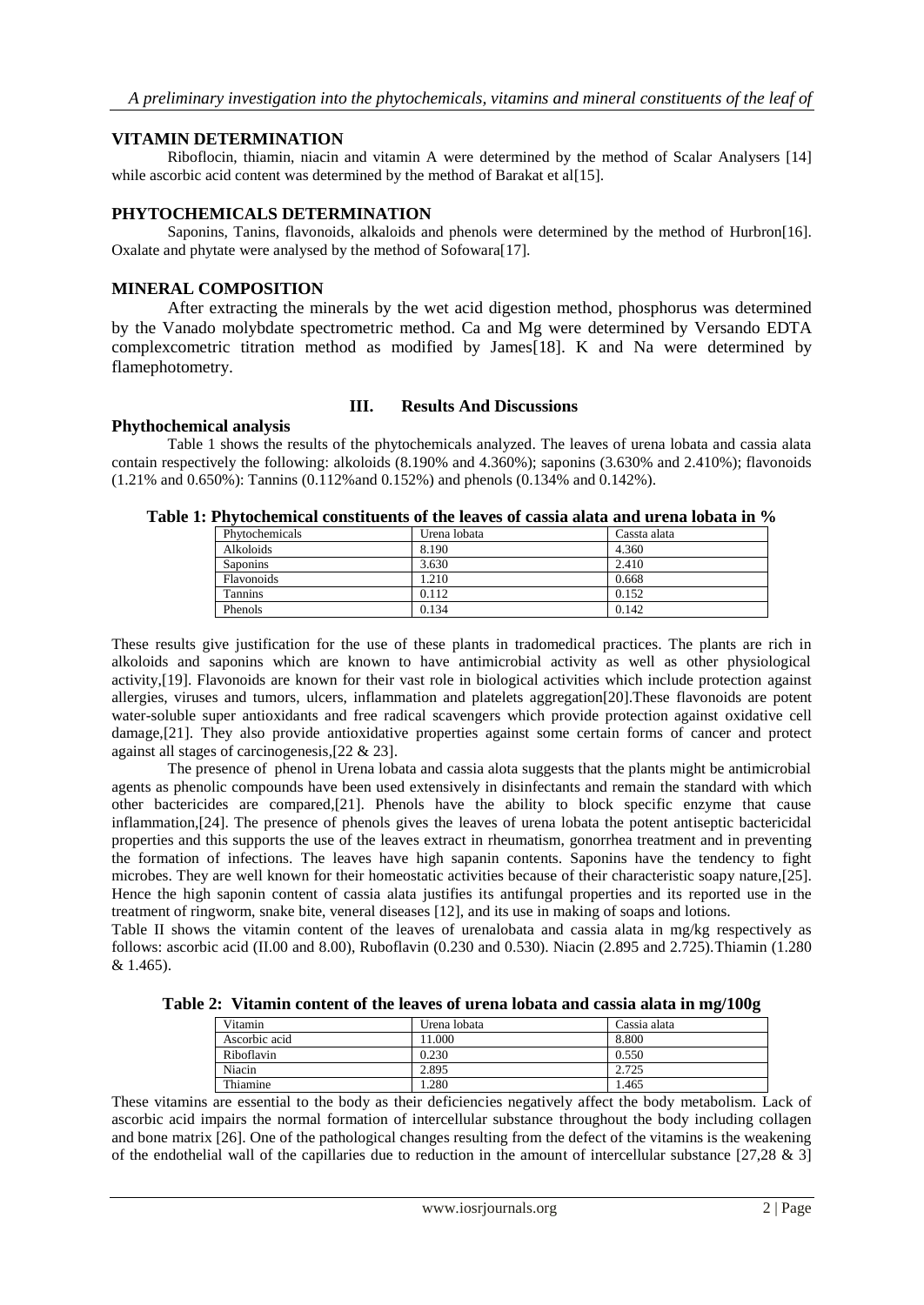## VITAMIN DETERMINATION

Riboflocin, thiamin, niacin and vitamin A were determined by the method of Scalar Analysers [14] while ascorbic acid content was determined by the method of Barakat et al[15].

## PHYTOCHEMICALS DETERMINATION

Saponins, Tanins, flavonoids, alkaloids and phenols were determined by the method of Hurbron[16]. Oxalate and phytate were analysed by the method of Sofowara[17].

## MINERAL COMPOSITION

After extracting the minerals by the wet acid digestion method, phosphorus was determined by the Vanado molybdate spectrometric method. Ca and Mg were determined by Versando EDTA complexcometric titration method as modified by James[18]. K and Na were determined by flamephotometry.

# III. Results And Discussions

## Phythochemical analysis

Table 1 shows the results of the phytochemicals analyzed. The leaves of urena lobata and cassia alata contain respectively the following: alkoloids (8.190% and 4.360%); saponins (3.630% and 2.410%); flavonoids (1.21% and 0.650%): Tannins (0.112%and 0.152%) and phenols (0.134% and 0.142%).

**Table 1: Phytochemical constituents of the leaves of cassia alata and urena lobata in %**

| Phytochemicals | Urena lobata | Cassta alata |
|---|---|---|
| Alkoloids | 8.190 | 4.360 |
| Saponins | 3.630 | 2.410 |
| Flavonoids | 1.210 | 0.668 |
| Tannins | 0.112 | 0.152 |
| Phenols | 0.134 | 0.142 |

These results give justification for the use of these plants in tradomedical practices. The plants are rich in alkoloids and saponins which are known to have antimicrobial activity as well as other physiological activity,[19]. Flavonoids are known for their vast role in biological activities which include protection against allergies, viruses and tumors, ulcers, inflammation and platelets aggregation[20].These flavonoids are potent water-soluble super antioxidants and free radical scavengers which provide protection against oxidative cell damage,[21]. They also provide antioxidative properties against some certain forms of cancer and protect against all stages of carcinogenesis,[22 & 23].

The presence of phenol in Urena lobata and cassia alota suggests that the plants might be antimicrobial agents as phenolic compounds have been used extensively in disinfectants and remain the standard with which other bactericides are compared,[21]. Phenols have the ability to block specific enzyme that cause inflammation,[24]. The presence of phenols gives the leaves of urena lobata the potent antiseptic bactericidal properties and this supports the use of the leaves extract in rheumatism, gonorrhea treatment and in preventing the formation of infections. The leaves have high sapanin contents. Saponins have the tendency to fight microbes. They are well known for their homeostatic activities because of their characteristic soapy nature,[25]. Hence the high saponin content of cassia alata justifies its antifungal properties and its reported use in the treatment of ringworm, snake bite, veneral diseases [12], and its use in making of soaps and lotions.

Table II shows the vitamin content of the leaves of urenalobata and cassia alata in mg/kg respectively as follows: ascorbic acid (II.00 and 8.00), Ruboflavin (0.230 and 0.530). Niacin (2.895 and 2.725).Thiamin (1.280 & 1.465).

**Table 2: Vitamin content of the leaves of urena lobata and cassia alata in mg/100g**

| Vitamin | Urena lobata | Cassia alata |
|---|---|---|
| Ascorbic acid | 11.000 | 8.800 |
| Riboflavin | 0.230 | 0.550 |
| Niacin | 2.895 | 2.725 |
| Thiamine | 1.280 | 1.465 |

These vitamins are essential to the body as their deficiencies negatively affect the body metabolism. Lack of ascorbic acid impairs the normal formation of intercellular substance throughout the body including collagen and bone matrix [26]. One of the pathological changes resulting from the defect of the vitamins is the weakening of the endothelial wall of the capillaries due to reduction in the amount of intercellular substance [27,28 & 3]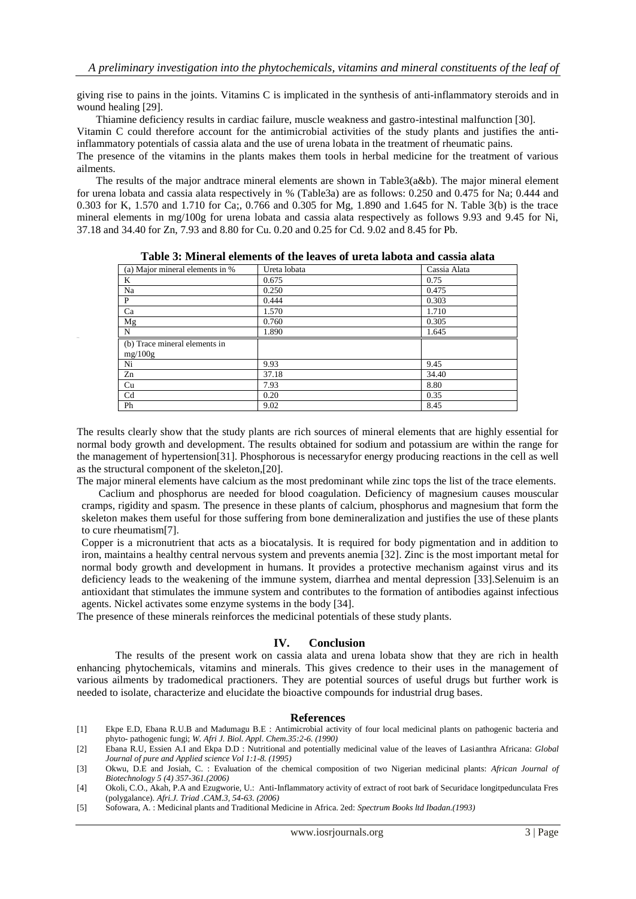giving rise to pains in the joints. Vitamins C is implicated in the synthesis of anti-inflammatory steroids and in wound healing [29].

Thiamine deficiency results in cardiac failure, muscle weakness and gastro-intestinal malfunction [30].

Vitamin C could therefore account for the antimicrobial activities of the study plants and justifies the anti-inflammatory potentials of cassia alata and the use of urena lobata in the treatment of rheumatic pains.

The presence of the vitamins in the plants makes them tools in herbal medicine for the treatment of various ailments.

The results of the major andtrace mineral elements are shown in Table3(a&b). The major mineral element for urena lobata and cassia alata respectively in % (Table3a) are as follows: 0.250 and 0.475 for Na; 0.444 and 0.303 for K, 1.570 and 1.710 for Ca;, 0.766 and 0.305 for Mg, 1.890 and 1.645 for N. Table 3(b) is the trace mineral elements in mg/100g for urena lobata and cassia alata respectively as follows 9.93 and 9.45 for Ni, 37.18 and 34.40 for Zn, 7.93 and 8.80 for Cu. 0.20 and 0.25 for Cd. 9.02 and 8.45 for Pb.

**Table 3: Mineral elements of the leaves of ureta labota and cassia alata**

| (a) Major mineral elements in % | Ureta lobata | Cassia Alata |
|---|---|---|
| K | 0.675 | 0.75 |
| Na | 0.250 | 0.475 |
| P | 0.444 | 0.303 |
| Ca | 1.570 | 1.710 |
| Mg | 0.760 | 0.305 |
| N | 1.890 | 1.645 |
| (b) Trace mineral elements in mg/100g | | |
| Ni | 9.93 | 9.45 |
| Zn | 37.18 | 34.40 |
| Cu | 7.93 | 8.80 |
| Cd | 0.20 | 0.35 |
| Ph | 9.02 | 8.45 |

The results clearly show that the study plants are rich sources of mineral elements that are highly essential for normal body growth and development. The results obtained for sodium and potassium are within the range for the management of hypertension[31]. Phosphorous is necessaryfor energy producing reactions in the cell as well as the structural component of the skeleton,[20].

The major mineral elements have calcium as the most predominant while zinc tops the list of the trace elements.

Caclium and phosphorus are needed for blood coagulation. Deficiency of magnesium causes mouscular cramps, rigidity and spasm. The presence in these plants of calcium, phosphorus and magnesium that form the skeleton makes them useful for those suffering from bone demineralization and justifies the use of these plants to cure rheumatism[7].

Copper is a micronutrient that acts as a biocatalysis. It is required for body pigmentation and in addition to iron, maintains a healthy central nervous system and prevents anemia [32]. Zinc is the most important metal for normal body growth and development in humans. It provides a protective mechanism against virus and its deficiency leads to the weakening of the immune system, diarrhea and mental depression [33].Selenuim is an antioxidant that stimulates the immune system and contributes to the formation of antibodies against infectious agents. Nickel activates some enzyme systems in the body [34].

The presence of these minerals reinforces the medicinal potentials of these study plants.

## IV. Conclusion

The results of the present work on cassia alata and urena lobata show that they are rich in health enhancing phytochemicals, vitamins and minerals. This gives credence to their uses in the management of various ailments by tradomedical practioners. They are potential sources of useful drugs but further work is needed to isolate, characterize and elucidate the bioactive compounds for industrial drug bases.

## References

[1] Ekpe E.D, Ebana R.U.B and Madumagu B.E : Antimicrobial activity of four local medicinal plants on pathogenic bacteria and phyto- pathogenic fungi; *W. Afri J. Biol. Appl. Chem.35:2-6. (1990)*

[2] Ebana R.U, Essien A.I and Ekpa D.D : Nutritional and potentially medicinal value of the leaves of Lasianthra Africana: *Global Journal of pure and Applied science Vol 1:1-8. (1995)*

[3] Okwu, D.E and Josiah, C. : Evaluation of the chemical composition of two Nigerian medicinal plants: *African Journal of Biotechnology 5 (4) 357-361.(2006)*

[4] Okoli, C.O., Akah, P.A and Ezugworie, U.: Anti-Inflammatory activity of extract of root bark of Securidace longitpedunculata Fres (polygalance). *Afri.J. Triad .CAM.3, 54-63. (2006)*

[5] Sofowara, A. : Medicinal plants and Traditional Medicine in Africa. 2ed: *Spectrum Books ltd Ibadan.(1993)*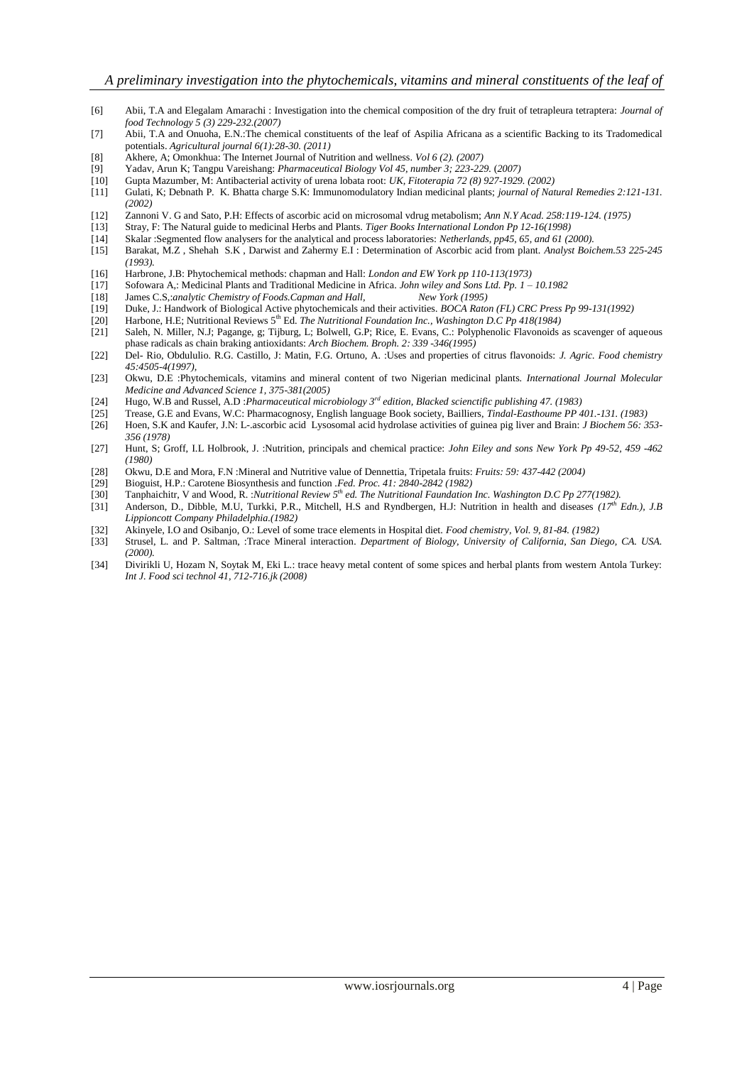[6] Abii, T.A and Elegalam Amarachi : Investigation into the chemical composition of the dry fruit of tetrapleura tetraptera: *Journal of food Technology 5 (3) 229-232.(2007)*

[7] Abii, T.A and Onuoha, E.N.:The chemical constituents of the leaf of Aspilia Africana as a scientific Backing to its Tradomedical potentials. *Agricultural journal 6(1):28-30. (2011)*

[8] Akhere, A; Omonkhua: The Internet Journal of Nutrition and wellness. *Vol 6 (2). (2007)*

[9] Yadav, Arun K; Tangpu Vareishang: *Pharmaceutical Biology Vol 45, number 3; 223-229. (2007)*

[10] Gupta Mazumber, M: Antibacterial activity of urena lobata root: *UK, Fitoterapia 72 (8) 927-1929. (2002)*

[11] Gulati, K; Debnath P. K. Bhatta charge S.K: Immunomodulatory Indian medicinal plants; *journal of Natural Remedies 2:121-131. (2002)*

[12] Zannoni V. G and Sato, P.H: Effects of ascorbic acid on microsomal vdrug metabolism; *Ann N.Y Acad. 258:119-124. (1975)*

[13] Stray, F: The Natural guide to medicinal Herbs and Plants. *Tiger Books International London Pp 12-16(1998)*

[14] Skalar :Segmented flow analysers for the analytical and process laboratories: *Netherlands, pp45, 65, and 61 (2000).*

[15] Barakat, M.Z , Shehah S.K , Darwist and Zahermy E.I : Determination of Ascorbic acid from plant. *Analyst Boichem.53 225-245 (1993).*

[16] Harbrone, J.B: Phytochemical methods: chapman and Hall: *London and EW York pp 110-113(1973)*

[17] Sofowara A,: Medicinal Plants and Traditional Medicine in Africa. *John wiley and Sons Ltd. Pp. 1 – 10.1982*

[18] James C.S,:*analytic Chemistry of Foods.Capman and Hall, New York (1995)*

[19] Duke, J.: Handwork of Biological Active phytochemicals and their activities. *BOCA Raton (FL) CRC Press Pp 99-131(1992)*

[20] Harbone, H.E; Nutritional Reviews 5th Ed. *The Nutritional Foundation Inc., Washington D.C Pp 418(1984)*

[21] Saleh, N. Miller, N.J; Pagange, g; Tijburg, L; Bolwell, G.P; Rice, E. Evans, C.: Polyphenolic Flavonoids as scavenger of aqueous phase radicals as chain braking antioxidants: *Arch Biochem. Broph. 2: 339 -346(1995)*

[22] Del- Rio, Obdululio. R.G. Castillo, J: Matin, F.G. Ortuno, A. :Uses and properties of citrus flavonoids: *J. Agric. Food chemistry 45:4505-4(1997),*

[23] Okwu, D.E :Phytochemicals, vitamins and mineral content of two Nigerian medicinal plants. *International Journal Molecular Medicine and Advanced Science 1, 375-381(2005)*

[24] Hugo, W.B and Russel, A.D :*Pharmaceutical microbiology 3rd edition, Blacked scienctific publishing 47. (1983)*

[25] Trease, G.E and Evans, W.C: Pharmacognosy, English language Book society, Bailliers, *Tindal-Easthoume PP 401.-131. (1983)*

[26] Hoen, S.K and Kaufer, J.N: L-.ascorbic acid Lysosomal acid hydrolase activities of guinea pig liver and Brain: *J Biochem 56: 353-356 (1978)*

[27] Hunt, S; Groff, I.L Holbrook, J. :Nutrition, principals and chemical practice: *John Eiley and sons New York Pp 49-52, 459 -462 (1980)*

[28] Okwu, D.E and Mora, F.N :Mineral and Nutritive value of Dennettia, Tripetala fruits: *Fruits: 59: 437-442 (2004)*

[29] Bioguist, H.P.: Carotene Biosynthesis and function .*Fed. Proc. 41: 2840-2842 (1982)*

[30] Tanphaichitr, V and Wood, R. :*Nutritional Review 5th ed. The Nutritional Faundation Inc. Washington D.C Pp 277(1982).*

[31] Anderson, D., Dibble, M.U, Turkki, P.R., Mitchell, H.S and Ryndbergen, H.J: Nutrition in health and diseases *(17th Edn.), J.B Lippioncott Company Philadelphia.(1982)*

[32] Akinyele, I.O and Osibanjo, O.: Level of some trace elements in Hospital diet. *Food chemistry, Vol. 9, 81-84. (1982)*

[33] Strusel, L. and P. Saltman, :Trace Mineral interaction. *Department of Biology, University of California, San Diego, CA. USA. (2000).*

[34] Divirikli U, Hozam N, Soytak M, Eki L.: trace heavy metal content of some spices and herbal plants from western Antola Turkey: *Int J. Food sci technol 41, 712-716.jk (2008)*